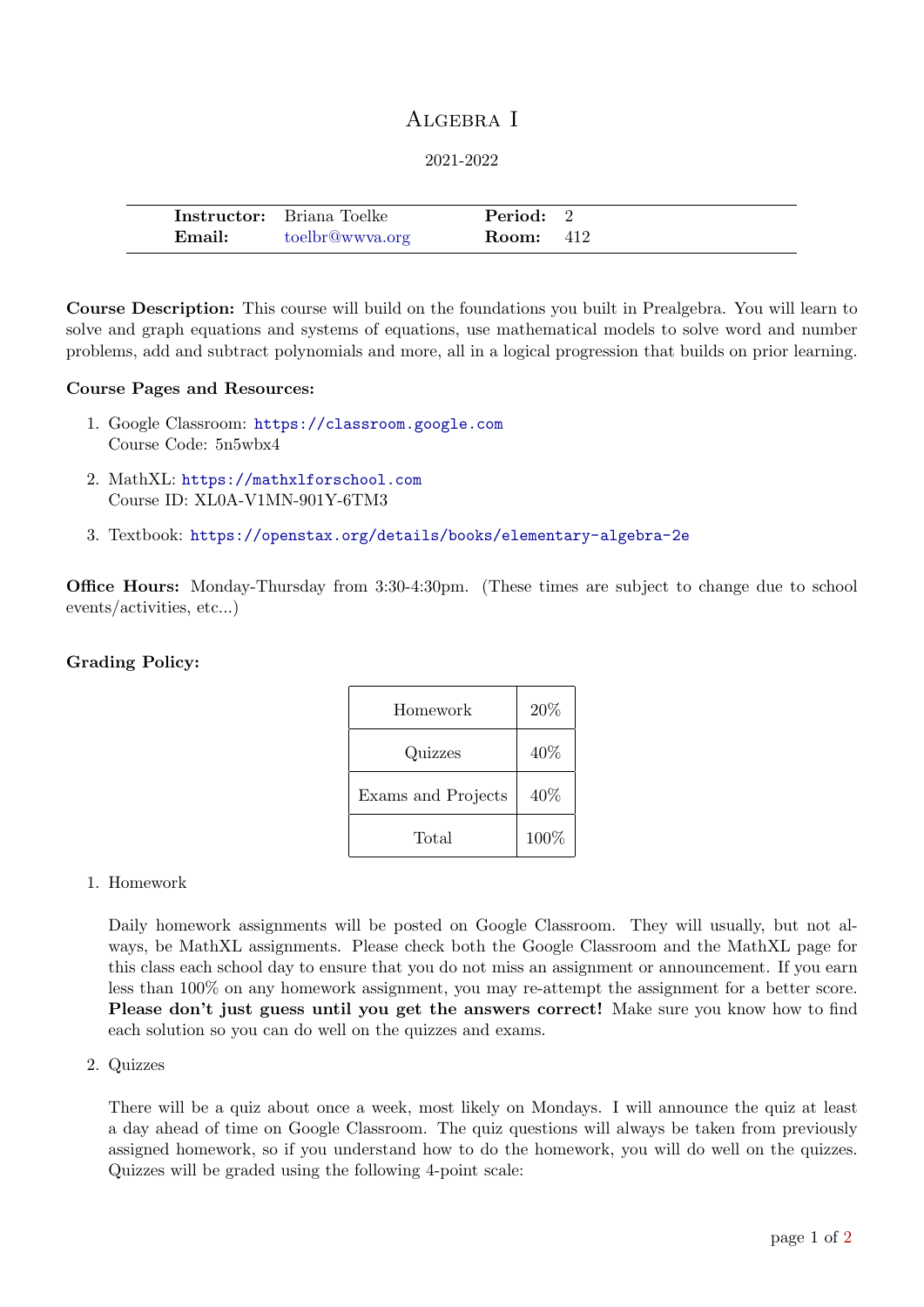# Algebra I

2021-2022

| **Instructor:** | Briana Toelke | **Period:** | 2 |
|---|---|---|---|
| **Email:** | toelbr@wwva.org | **Room:** | 412 |

**Course Description:** This course will build on the foundations you built in Prealgebra. You will learn to solve and graph equations and systems of equations, use mathematical models to solve word and number problems, add and subtract polynomials and more, all in a logical progression that builds on prior learning.

**Course Pages and Resources:**

1. Google Classroom: https://classroom.google.com
   Course Code: 5n5wbx4
2. MathXL: https://mathxlforschool.com
   Course ID: XL0A-V1MN-901Y-6TM3
3. Textbook: https://openstax.org/details/books/elementary-algebra-2e

**Office Hours:** Monday-Thursday from 3:30-4:30pm. (These times are subject to change due to school events/activities, etc...)

**Grading Policy:**

| | |
|---|---|
| Homework | 20% |
| Quizzes | 40% |
| Exams and Projects | 40% |
| Total | 100% |

1. Homework

   Daily homework assignments will be posted on Google Classroom. They will usually, but not always, be MathXL assignments. Please check both the Google Classroom and the MathXL page for this class each school day to ensure that you do not miss an assignment or announcement. If you earn less than 100% on any homework assignment, you may re-attempt the assignment for a better score. **Please don't just guess until you get the answers correct!** Make sure you know how to find each solution so you can do well on the quizzes and exams.

2. Quizzes

   There will be a quiz about once a week, most likely on Mondays. I will announce the quiz at least a day ahead of time on Google Classroom. The quiz questions will always be taken from previously assigned homework, so if you understand how to do the homework, you will do well on the quizzes. Quizzes will be graded using the following 4-point scale: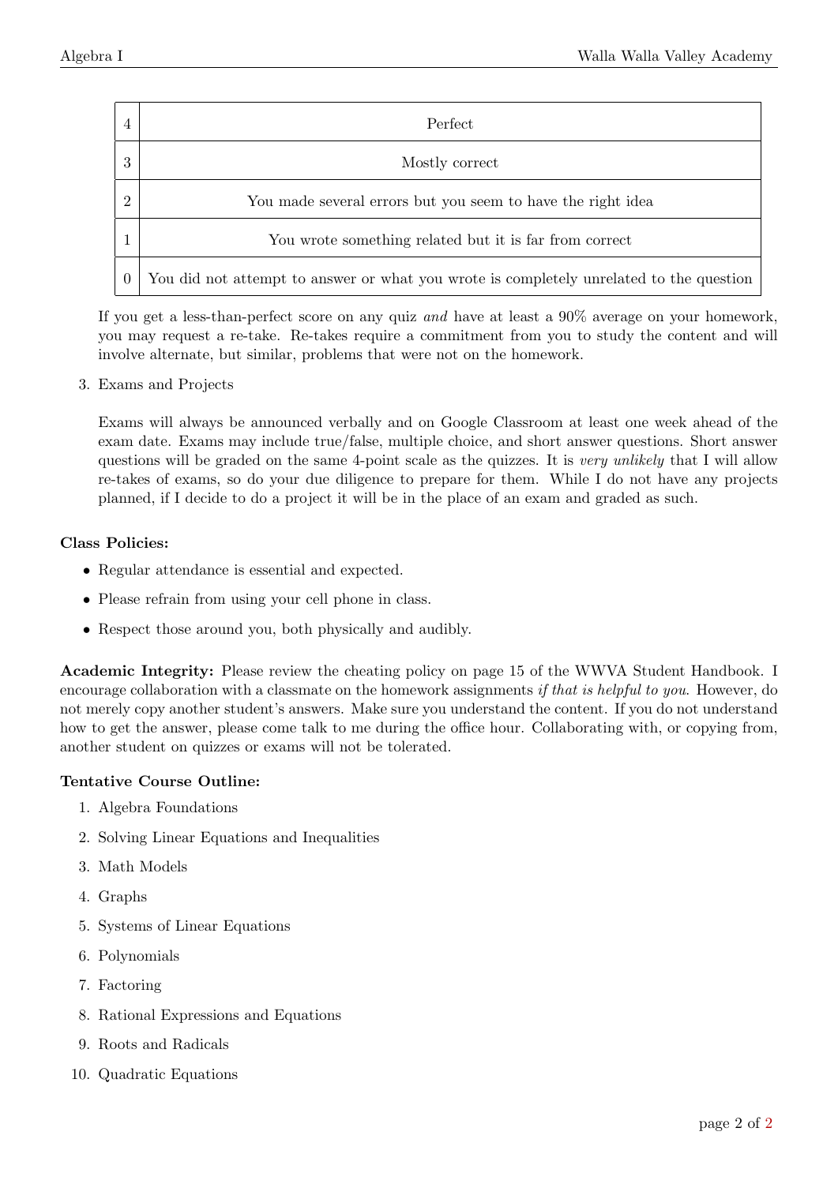| | |
|---|---|
| 4 | Perfect |
| 3 | Mostly correct |
| 2 | You made several errors but you seem to have the right idea |
| 1 | You wrote something related but it is far from correct |
| 0 | You did not attempt to answer or what you wrote is completely unrelated to the question |

If you get a less-than-perfect score on any quiz *and* have at least a 90% average on your homework, you may request a re-take. Re-takes require a commitment from you to study the content and will involve alternate, but similar, problems that were not on the homework.

3. Exams and Projects

   Exams will always be announced verbally and on Google Classroom at least one week ahead of the exam date. Exams may include true/false, multiple choice, and short answer questions. Short answer questions will be graded on the same 4-point scale as the quizzes. It is *very unlikely* that I will allow re-takes of exams, so do your due diligence to prepare for them. While I do not have any projects planned, if I decide to do a project it will be in the place of an exam and graded as such.

**Class Policies:**

- Regular attendance is essential and expected.
- Please refrain from using your cell phone in class.
- Respect those around you, both physically and audibly.

**Academic Integrity:** Please review the cheating policy on page 15 of the WWVA Student Handbook. I encourage collaboration with a classmate on the homework assignments *if that is helpful to you*. However, do not merely copy another student's answers. Make sure you understand the content. If you do not understand how to get the answer, please come talk to me during the office hour. Collaborating with, or copying from, another student on quizzes or exams will not be tolerated.

**Tentative Course Outline:**

1. Algebra Foundations
2. Solving Linear Equations and Inequalities
3. Math Models
4. Graphs
5. Systems of Linear Equations
6. Polynomials
7. Factoring
8. Rational Expressions and Equations
9. Roots and Radicals
10. Quadratic Equations